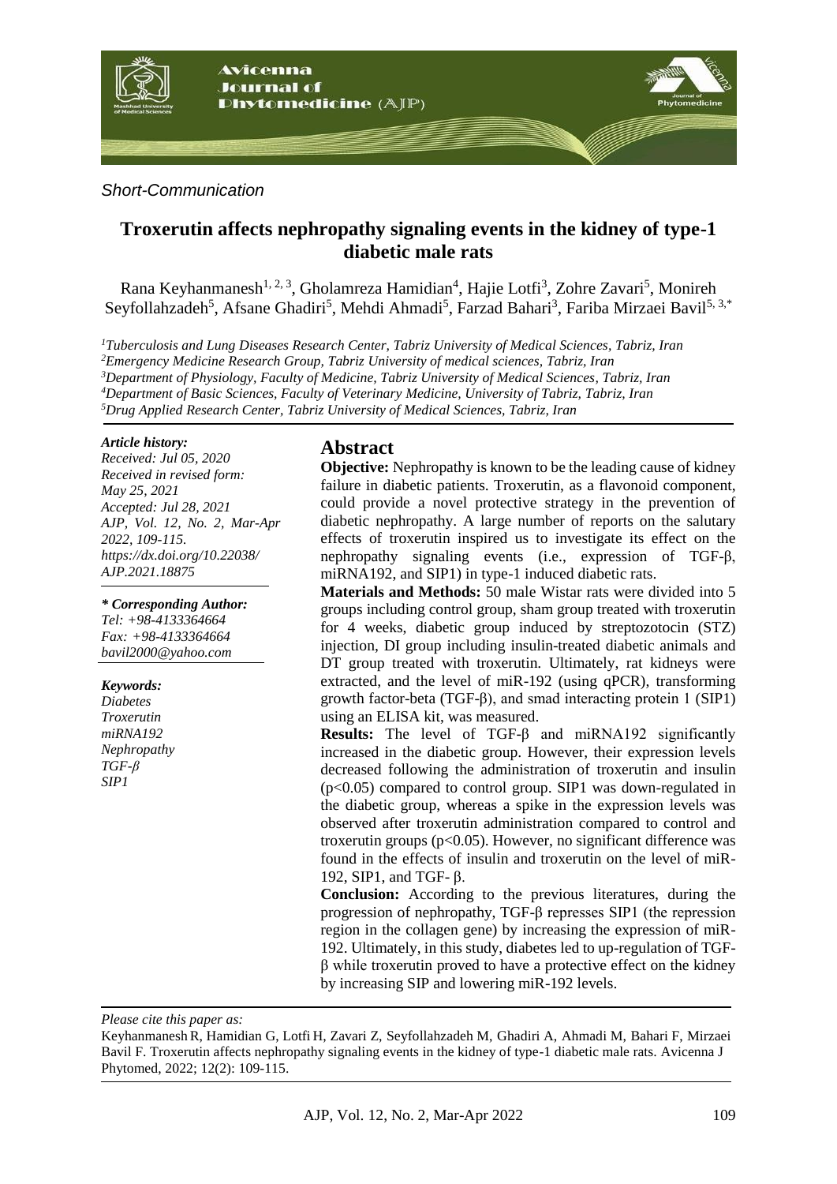*Short-Communication*

# Troxerutin affects nephropathy signaling events in the kidney of type-1 diabetic male rats

Rana Keyhanmanesh[1, 2, 3], Gholamreza Hamidian[4], Hajie Lotfi[3], Zohre Zavari[5], Monireh Seyfollahzadeh[5], Afsane Ghadiri[5], Mehdi Ahmadi[5], Farzad Bahari[3], Fariba Mirzaei Bavil[5, 3,*]

[1] *Tuberculosis and Lung Diseases Research Center, Tabriz University of Medical Sciences, Tabriz, Iran*
[2] *Emergency Medicine Research Group, Tabriz University of medical sciences, Tabriz, Iran*
[3] *Department of Physiology, Faculty of Medicine, Tabriz University of Medical Sciences, Tabriz, Iran*
[4] *Department of Basic Sciences, Faculty of Veterinary Medicine, University of Tabriz, Tabriz, Iran*
[5] *Drug Applied Research Center, Tabriz University of Medical Sciences, Tabriz, Iran*

***Article history:***
*Received: Jul 05, 2020*
*Received in revised form: May 25, 2021*
*Accepted: Jul 28, 2021*
*AJP, Vol. 12, No. 2, Mar-Apr 2022, 109-115.*
*https://dx.doi.org/10.22038/AJP.2021.18875*

***\* Corresponding Author:***
*Tel: +98-4133364664*
*Fax: +98-4133364664*
*bavil2000@yahoo.com*

***Keywords:***
*Diabetes*
*Troxerutin*
*miRNA192*
*Nephropathy*
*TGF-β*
*SIP1*

## Abstract

**Objective:** Nephropathy is known to be the leading cause of kidney failure in diabetic patients. Troxerutin, as a flavonoid component, could provide a novel protective strategy in the prevention of diabetic nephropathy. A large number of reports on the salutary effects of troxerutin inspired us to investigate its effect on the nephropathy signaling events (i.e., expression of TGF-β, miRNA192, and SIP1) in type-1 induced diabetic rats.

**Materials and Methods:** 50 male Wistar rats were divided into 5 groups including control group, sham group treated with troxerutin for 4 weeks, diabetic group induced by streptozotocin (STZ) injection, DI group including insulin-treated diabetic animals and DT group treated with troxerutin. Ultimately, rat kidneys were extracted, and the level of miR-192 (using qPCR), transforming growth factor-beta (TGF-β), and smad interacting protein 1 (SIP1) using an ELISA kit, was measured.

**Results:** The level of TGF-β and miRNA192 significantly increased in the diabetic group. However, their expression levels decreased following the administration of troxerutin and insulin ($p<0.05$) compared to control group. SIP1 was down-regulated in the diabetic group, whereas a spike in the expression levels was observed after troxerutin administration compared to control and troxerutin groups ($p<0.05$). However, no significant difference was found in the effects of insulin and troxerutin on the level of miR-192, SIP1, and TGF- β.

**Conclusion:** According to the previous literatures, during the progression of nephropathy, TGF-β represses SIP1 (the repression region in the collagen gene) by increasing the expression of miR-192. Ultimately, in this study, diabetes led to up-regulation of TGF-β while troxerutin proved to have a protective effect on the kidney by increasing SIP and lowering miR-192 levels.

*Please cite this paper as:*

Keyhanmanesh R, Hamidian G, Lotfi H, Zavari Z, Seyfollahzadeh M, Ghadiri A, Ahmadi M, Bahari F, Mirzaei Bavil F. Troxerutin affects nephropathy signaling events in the kidney of type-1 diabetic male rats. Avicenna J Phytomed, 2022; 12(2): 109-115.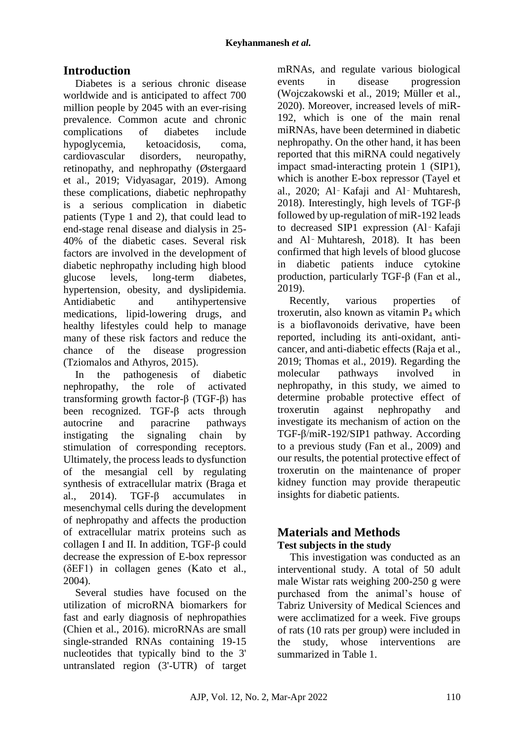## Introduction

Diabetes is a serious chronic disease worldwide and is anticipated to affect 700 million people by 2045 with an ever-rising prevalence. Common acute and chronic complications of diabetes include hypoglycemia, ketoacidosis, coma, cardiovascular disorders, neuropathy, retinopathy, and nephropathy (Østergaard et al., 2019; Vidyasagar, 2019). Among these complications, diabetic nephropathy is a serious complication in diabetic patients (Type 1 and 2), that could lead to end-stage renal disease and dialysis in 25-40% of the diabetic cases. Several risk factors are involved in the development of diabetic nephropathy including high blood glucose levels, long-term diabetes, hypertension, obesity, and dyslipidemia. Antidiabetic and antihypertensive medications, lipid-lowering drugs, and healthy lifestyles could help to manage many of these risk factors and reduce the chance of the disease progression (Tziomalos and Athyros, 2015).

In the pathogenesis of diabetic nephropathy, the role of activated transforming growth factor-β (TGF-β) has been recognized. TGF-β acts through autocrine and paracrine pathways instigating the signaling chain by stimulation of corresponding receptors. Ultimately, the process leads to dysfunction of the mesangial cell by regulating synthesis of extracellular matrix (Braga et al., 2014). TGF-β accumulates in mesenchymal cells during the development of nephropathy and affects the production of extracellular matrix proteins such as collagen I and II. In addition, TGF-β could decrease the expression of E-box repressor (δEF1) in collagen genes (Kato et al., 2004).

Several studies have focused on the utilization of microRNA biomarkers for fast and early diagnosis of nephropathies (Chien et al., 2016). microRNAs are small single-stranded RNAs containing 19-15 nucleotides that typically bind to the 3' untranslated region (3'-UTR) of target mRNAs, and regulate various biological events in disease progression (Wojczakowski et al., 2019; Müller et al., 2020). Moreover, increased levels of miR-192, which is one of the main renal miRNAs, have been determined in diabetic nephropathy. On the other hand, it has been reported that this miRNA could negatively impact smad-interacting protein 1 (SIP1), which is another E-box repressor (Tayel et al., 2020; Al‐Kafaji and Al‐Muhtaresh, 2018). Interestingly, high levels of TGF-β followed by up-regulation of miR-192 leads to decreased SIP1 expression (Al‐Kafaji and Al‐Muhtaresh, 2018). It has been confirmed that high levels of blood glucose in diabetic patients induce cytokine production, particularly TGF-β (Fan et al., 2019).

Recently, various properties of troxerutin, also known as vitamin $P_4$ which is a bioflavonoids derivative, have been reported, including its anti-oxidant, anti-cancer, and anti-diabetic effects (Raja et al., 2019; Thomas et al., 2019). Regarding the molecular pathways involved in nephropathy, in this study, we aimed to determine probable protective effect of troxerutin against nephropathy and investigate its mechanism of action on the TGF-β/miR-192/SIP1 pathway. According to a previous study (Fan et al., 2009) and our results, the potential protective effect of troxerutin on the maintenance of proper kidney function may provide therapeutic insights for diabetic patients.

## Materials and Methods

### Test subjects in the study

This investigation was conducted as an interventional study. A total of 50 adult male Wistar rats weighing 200-250 g were purchased from the animal's house of Tabriz University of Medical Sciences and were acclimatized for a week. Five groups of rats (10 rats per group) were included in the study, whose interventions are summarized in Table 1.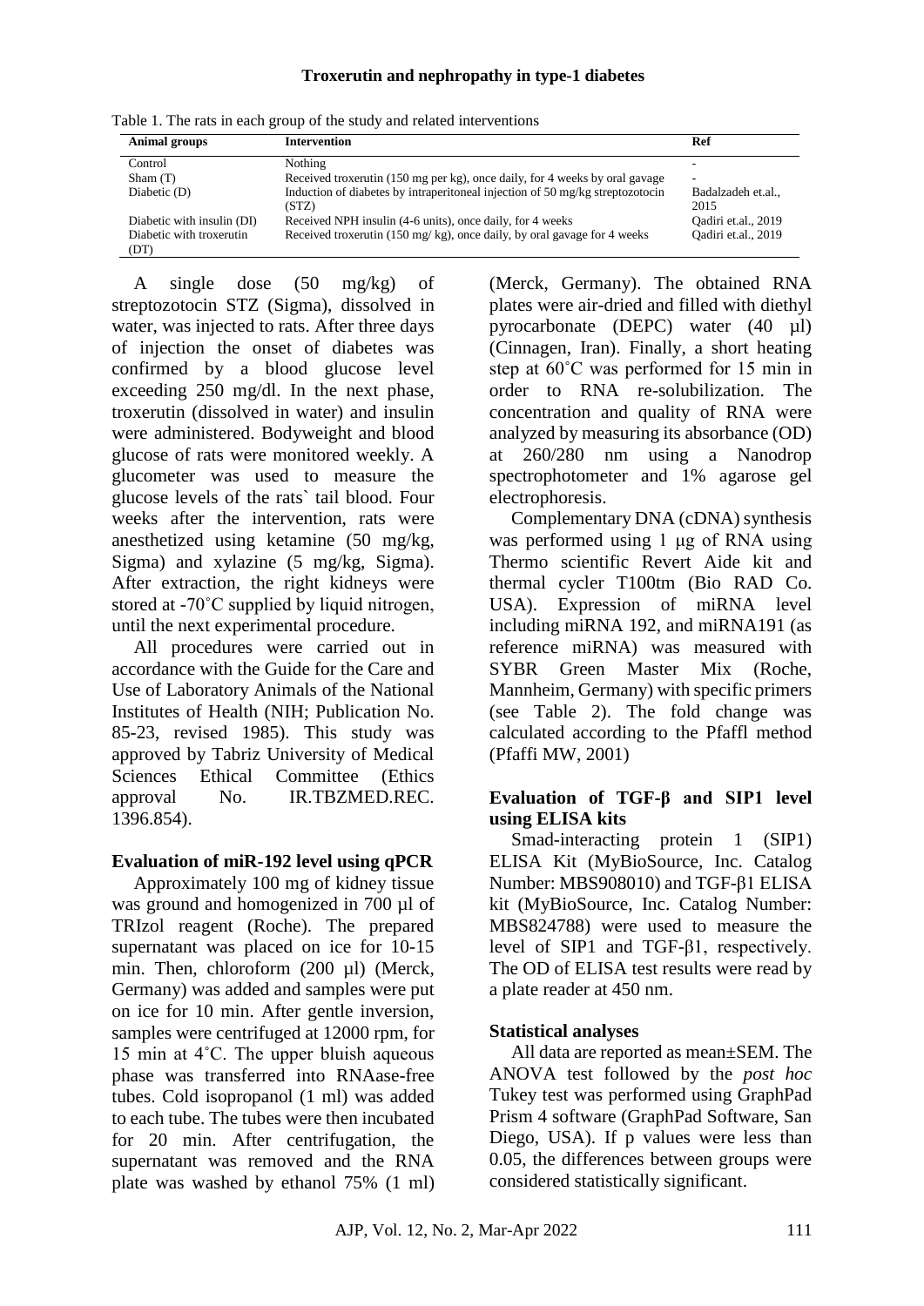Table 1. The rats in each group of the study and related interventions

| Animal groups | Intervention | Ref |
|---|---|---|
| Control | Nothing | - |
| Sham (T) | Received troxerutin (150 mg per kg), once daily, for 4 weeks by oral gavage | - |
| Diabetic (D) | Induction of diabetes by intraperitoneal injection of 50 mg/kg streptozotocin (STZ) | Badalzadeh et.al., 2015 |
| Diabetic with insulin (DI) | Received NPH insulin (4-6 units), once daily, for 4 weeks | Qadiri et.al., 2019 |
| Diabetic with troxerutin (DT) | Received troxerutin (150 mg/ kg), once daily, by oral gavage for 4 weeks | Qadiri et.al., 2019 |

A single dose (50 mg/kg) of streptozotocin STZ (Sigma), dissolved in water, was injected to rats. After three days of injection the onset of diabetes was confirmed by a blood glucose level exceeding 250 mg/dl. In the next phase, troxerutin (dissolved in water) and insulin were administered. Bodyweight and blood glucose of rats were monitored weekly. A glucometer was used to measure the glucose levels of the rats` tail blood. Four weeks after the intervention, rats were anesthetized using ketamine (50 mg/kg, Sigma) and xylazine (5 mg/kg, Sigma). After extraction, the right kidneys were stored at -70˚C supplied by liquid nitrogen, until the next experimental procedure.

All procedures were carried out in accordance with the Guide for the Care and Use of Laboratory Animals of the National Institutes of Health (NIH; Publication No. 85-23, revised 1985). This study was approved by Tabriz University of Medical Sciences Ethical Committee (Ethics approval No. IR.TBZMED.REC. 1396.854).

### Evaluation of miR-192 level using qPCR

Approximately 100 mg of kidney tissue was ground and homogenized in 700 µl of TRIzol reagent (Roche). The prepared supernatant was placed on ice for 10-15 min. Then, chloroform (200 µl) (Merck, Germany) was added and samples were put on ice for 10 min. After gentle inversion, samples were centrifuged at 12000 rpm, for 15 min at 4˚C. The upper bluish aqueous phase was transferred into RNAase-free tubes. Cold isopropanol (1 ml) was added to each tube. The tubes were then incubated for 20 min. After centrifugation, the supernatant was removed and the RNA plate was washed by ethanol 75% (1 ml) (Merck, Germany). The obtained RNA plates were air-dried and filled with diethyl pyrocarbonate (DEPC) water (40 µl) (Cinnagen, Iran). Finally, a short heating step at 60˚C was performed for 15 min in order to RNA re-solubilization. The concentration and quality of RNA were analyzed by measuring its absorbance (OD) at 260/280 nm using a Nanodrop spectrophotometer and 1% agarose gel electrophoresis.

Complementary DNA (cDNA) synthesis was performed using 1 µg of RNA using Thermo scientific Revert Aide kit and thermal cycler T100tm (Bio RAD Co. USA). Expression of miRNA level including miRNA 192, and miRNA191 (as reference miRNA) was measured with SYBR Green Master Mix (Roche, Mannheim, Germany) with specific primers (see Table 2). The fold change was calculated according to the Pfaffl method (Pfaffi MW, 2001)

### Evaluation of TGF-β and SIP1 level using ELISA kits

Smad-interacting protein 1 (SIP1) ELISA Kit (MyBioSource, Inc. Catalog Number: MBS908010) and TGF-β1 ELISA kit (MyBioSource, Inc. Catalog Number: MBS824788) were used to measure the level of SIP1 and TGF-β1, respectively. The OD of ELISA test results were read by a plate reader at 450 nm.

### Statistical analyses

All data are reported as mean±SEM. The ANOVA test followed by the *post hoc* Tukey test was performed using GraphPad Prism 4 software (GraphPad Software, San Diego, USA). If p values were less than 0.05, the differences between groups were considered statistically significant.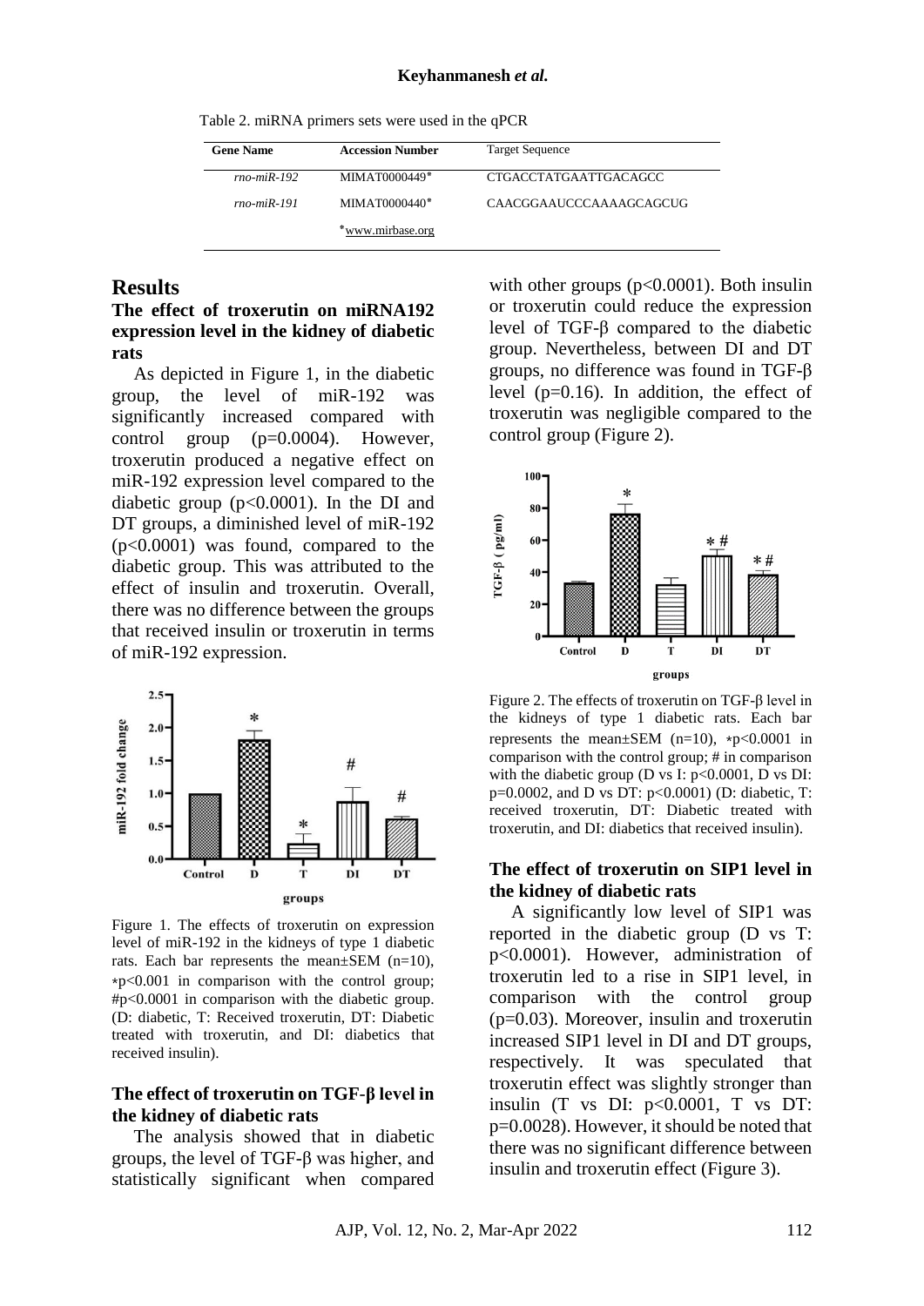Table 2. miRNA primers sets were used in the qPCR

| Gene Name | Accession Number | Target Sequence |
|---|---|---|
| *rno-miR-192* | MIMAT0000449* | CTGACCTATGAATTGACAGCC |
| *rno-miR-191* | MIMAT0000440* | CAACGGAAUCCCAAAAGCAGCUG |
| | *www.mirbase.org | |

## Results

### The effect of troxerutin on miRNA192 expression level in the kidney of diabetic rats

As depicted in Figure 1, in the diabetic group, the level of miR-192 was significantly increased compared with control group (p=0.0004). However, troxerutin produced a negative effect on miR-192 expression level compared to the diabetic group (p<0.0001). In the DI and DT groups, a diminished level of miR-192 (p<0.0001) was found, compared to the diabetic group. This was attributed to the effect of insulin and troxerutin. Overall, there was no difference between the groups that received insulin or troxerutin in terms of miR-192 expression.

Figure 1. The effects of troxerutin on expression level of miR-192 in the kidneys of type 1 diabetic rats. Each bar represents the mean±SEM (n=10), ∗p<0.001 in comparison with the control group; #p<0.0001 in comparison with the diabetic group. (D: diabetic, T: Received troxerutin, DT: Diabetic treated with troxerutin, and DI: diabetics that received insulin).

### The effect of troxerutin on TGF-β level in the kidney of diabetic rats

The analysis showed that in diabetic groups, the level of TGF-β was higher, and statistically significant when compared with other groups (p<0.0001). Both insulin or troxerutin could reduce the expression level of TGF-β compared to the diabetic group. Nevertheless, between DI and DT groups, no difference was found in TGF-β level (p=0.16). In addition, the effect of troxerutin was negligible compared to the control group (Figure 2).

Figure 2. The effects of troxerutin on TGF-β level in the kidneys of type 1 diabetic rats. Each bar represents the mean±SEM (n=10), ∗p<0.0001 in comparison with the control group; # in comparison with the diabetic group (D vs I: p<0.0001, D vs DI: p=0.0002, and D vs DT: p<0.0001) (D: diabetic, T: received troxerutin, DT: Diabetic treated with troxerutin, and DI: diabetics that received insulin).

### The effect of troxerutin on SIP1 level in the kidney of diabetic rats

A significantly low level of SIP1 was reported in the diabetic group (D vs T: p<0.0001). However, administration of troxerutin led to a rise in SIP1 level, in comparison with the control group (p=0.03). Moreover, insulin and troxerutin increased SIP1 level in DI and DT groups, respectively. It was speculated that troxerutin effect was slightly stronger than insulin (T vs DI: p<0.0001, T vs DT: p=0.0028). However, it should be noted that there was no significant difference between insulin and troxerutin effect (Figure 3).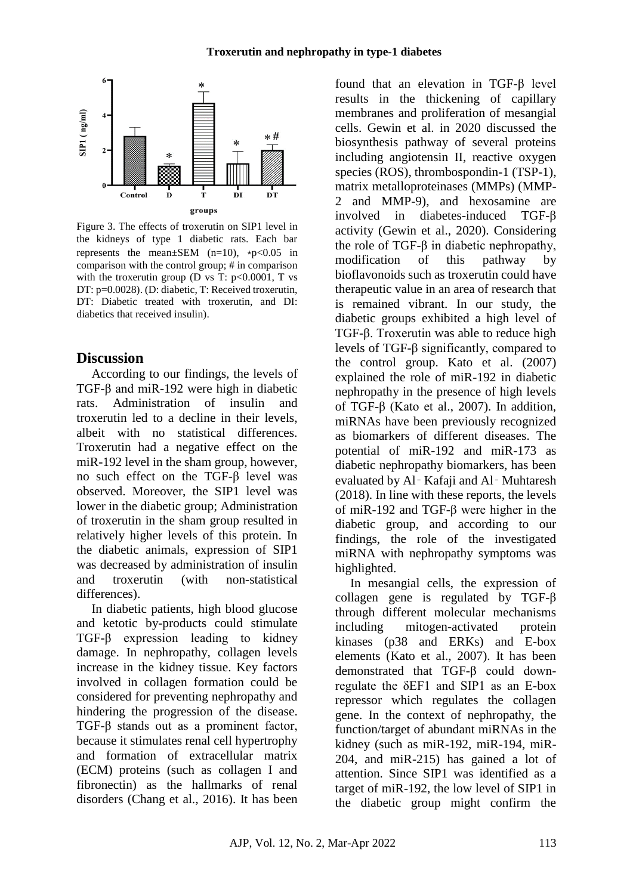Figure 3. The effects of troxerutin on SIP1 level in the kidneys of type 1 diabetic rats. Each bar represents the mean±SEM (n=10), ∗p<0.05 in comparison with the control group; # in comparison with the troxerutin group (D vs T: p<0.0001, T vs DT: p=0.0028). (D: diabetic, T: Received troxerutin, DT: Diabetic treated with troxerutin, and DI: diabetics that received insulin).

## Discussion

According to our findings, the levels of TGF-β and miR-192 were high in diabetic rats. Administration of insulin and troxerutin led to a decline in their levels, albeit with no statistical differences. Troxerutin had a negative effect on the miR-192 level in the sham group, however, no such effect on the TGF-β level was observed. Moreover, the SIP1 level was lower in the diabetic group; Administration of troxerutin in the sham group resulted in relatively higher levels of this protein. In the diabetic animals, expression of SIP1 was decreased by administration of insulin and troxerutin (with non-statistical differences).

In diabetic patients, high blood glucose and ketotic by-products could stimulate TGF-β expression leading to kidney damage. In nephropathy, collagen levels increase in the kidney tissue. Key factors involved in collagen formation could be considered for preventing nephropathy and hindering the progression of the disease. TGF-β stands out as a prominent factor, because it stimulates renal cell hypertrophy and formation of extracellular matrix (ECM) proteins (such as collagen I and fibronectin) as the hallmarks of renal disorders (Chang et al., 2016). It has been found that an elevation in TGF-β level results in the thickening of capillary membranes and proliferation of mesangial cells. Gewin et al. in 2020 discussed the biosynthesis pathway of several proteins including angiotensin II, reactive oxygen species (ROS), thrombospondin-1 (TSP-1), matrix metalloproteinases (MMPs) (MMP-2 and MMP-9), and hexosamine are involved in diabetes-induced TGF-β activity (Gewin et al., 2020). Considering the role of TGF-β in diabetic nephropathy, modification of this pathway by bioflavonoids such as troxerutin could have therapeutic value in an area of research that is remained vibrant. In our study, the diabetic groups exhibited a high level of TGF-β. Troxerutin was able to reduce high levels of TGF-β significantly, compared to the control group. Kato et al. (2007) explained the role of miR-192 in diabetic nephropathy in the presence of high levels of TGF-β (Kato et al., 2007). In addition, miRNAs have been previously recognized as biomarkers of different diseases. The potential of miR-192 and miR-173 as diabetic nephropathy biomarkers, has been evaluated by Al‑Kafaji and Al‑Muhtaresh (2018). In line with these reports, the levels of miR-192 and TGF-β were higher in the diabetic group, and according to our findings, the role of the investigated miRNA with nephropathy symptoms was highlighted.

In mesangial cells, the expression of collagen gene is regulated by TGF-β through different molecular mechanisms including mitogen-activated protein kinases (p38 and ERKs) and E-box elements (Kato et al., 2007). It has been demonstrated that TGF-β could down-regulate the δEF1 and SIP1 as an E-box repressor which regulates the collagen gene. In the context of nephropathy, the function/target of abundant miRNAs in the kidney (such as miR-192, miR-194, miR-204, and miR-215) has gained a lot of attention. Since SIP1 was identified as a target of miR-192, the low level of SIP1 in the diabetic group might confirm the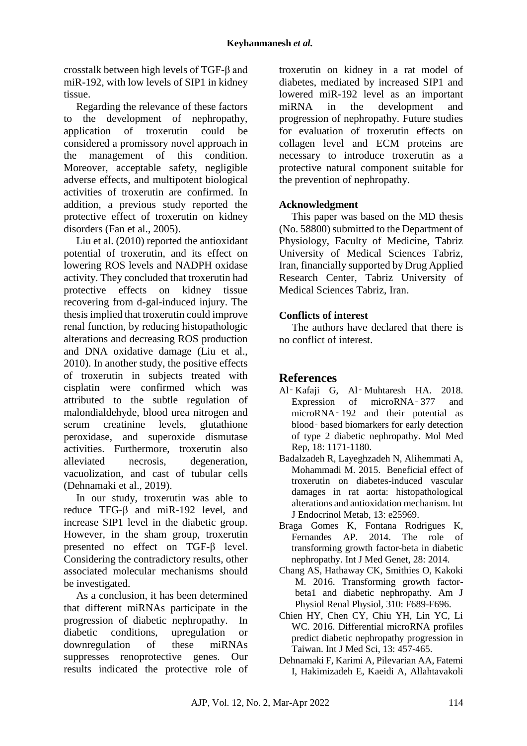crosstalk between high levels of TGF-β and miR-192, with low levels of SIP1 in kidney tissue.

Regarding the relevance of these factors to the development of nephropathy, application of troxerutin could be considered a promissory novel approach in the management of this condition. Moreover, acceptable safety, negligible adverse effects, and multipotent biological activities of troxerutin are confirmed. In addition, a previous study reported the protective effect of troxerutin on kidney disorders (Fan et al., 2005).

Liu et al. (2010) reported the antioxidant potential of troxerutin, and its effect on lowering ROS levels and NADPH oxidase activity. They concluded that troxerutin had protective effects on kidney tissue recovering from d-gal-induced injury. The thesis implied that troxerutin could improve renal function, by reducing histopathologic alterations and decreasing ROS production and DNA oxidative damage (Liu et al., 2010). In another study, the positive effects of troxerutin in subjects treated with cisplatin were confirmed which was attributed to the subtle regulation of malondialdehyde, blood urea nitrogen and serum creatinine levels, glutathione peroxidase, and superoxide dismutase activities. Furthermore, troxerutin also alleviated necrosis, degeneration, vacuolization, and cast of tubular cells (Dehnamaki et al., 2019).

In our study, troxerutin was able to reduce TFG-β and miR-192 level, and increase SIP1 level in the diabetic group. However, in the sham group, troxerutin presented no effect on TGF-β level. Considering the contradictory results, other associated molecular mechanisms should be investigated.

As a conclusion, it has been determined that different miRNAs participate in the progression of diabetic nephropathy. In diabetic conditions, upregulation or downregulation of these miRNAs suppresses renoprotective genes. Our results indicated the protective role of troxerutin on kidney in a rat model of diabetes, mediated by increased SIP1 and lowered miR-192 level as an important miRNA in the development and progression of nephropathy. Future studies for evaluation of troxerutin effects on collagen level and ECM proteins are necessary to introduce troxerutin as a protective natural component suitable for the prevention of nephropathy.

### Acknowledgment

This paper was based on the MD thesis (No. 58800) submitted to the Department of Physiology, Faculty of Medicine, Tabriz University of Medical Sciences Tabriz, Iran, financially supported by Drug Applied Research Center, Tabriz University of Medical Sciences Tabriz, Iran.

### Conflicts of interest

The authors have declared that there is no conflict of interest.

## References

Al‑Kafaji G, Al‑Muhtaresh HA. 2018. Expression of microRNA‑377 and microRNA‑192 and their potential as blood‑based biomarkers for early detection of type 2 diabetic nephropathy. Mol Med Rep, 18: 1171-1180.

Badalzadeh R, Layeghzadeh N, Alihemmati A, Mohammadi M. 2015. Beneficial effect of troxerutin on diabetes-induced vascular damages in rat aorta: histopathological alterations and antioxidation mechanism. Int J Endocrinol Metab, 13: e25969.

Braga Gomes K, Fontana Rodrigues K, Fernandes AP. 2014. The role of transforming growth factor-beta in diabetic nephropathy. Int J Med Genet, 28: 2014.

Chang AS, Hathaway CK, Smithies O, Kakoki M. 2016. Transforming growth factor-beta1 and diabetic nephropathy. Am J Physiol Renal Physiol, 310: F689-F696.

Chien HY, Chen CY, Chiu YH, Lin YC, Li WC. 2016. Differential microRNA profiles predict diabetic nephropathy progression in Taiwan. Int J Med Sci, 13: 457-465.

Dehnamaki F, Karimi A, Pilevarian AA, Fatemi I, Hakimizadeh E, Kaeidi A, Allahtavakoli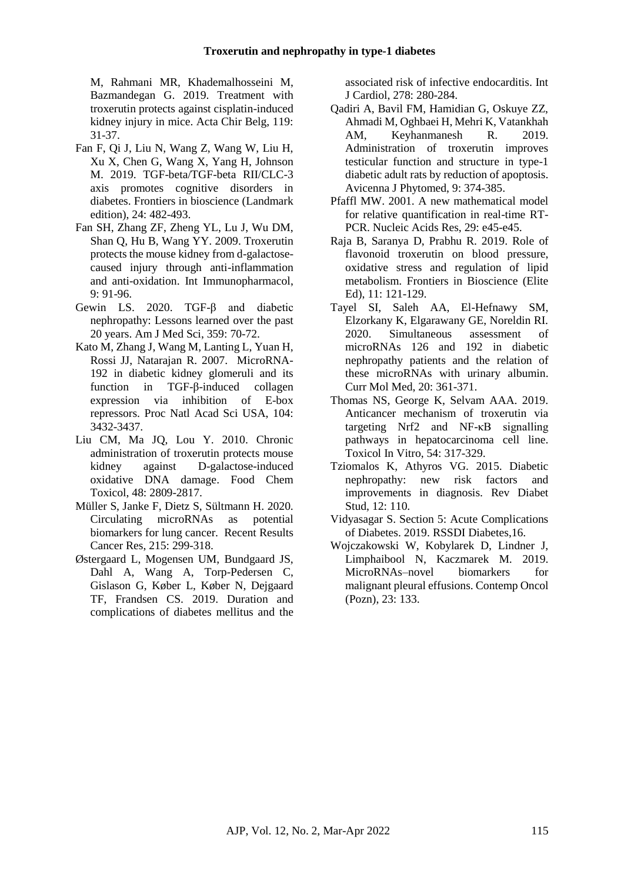M, Rahmani MR, Khademalhosseini M, Bazmandegan G. 2019. Treatment with troxerutin protects against cisplatin-induced kidney injury in mice. Acta Chir Belg, 119: 31-37.

Fan F, Qi J, Liu N, Wang Z, Wang W, Liu H, Xu X, Chen G, Wang X, Yang H, Johnson M. 2019. TGF-beta/TGF-beta RII/CLC-3 axis promotes cognitive disorders in diabetes. Frontiers in bioscience (Landmark edition), 24: 482-493.

Fan SH, Zhang ZF, Zheng YL, Lu J, Wu DM, Shan Q, Hu B, Wang YY. 2009. Troxerutin protects the mouse kidney from d-galactose-caused injury through anti-inflammation and anti-oxidation. Int Immunopharmacol, 9: 91-96.

Gewin LS. 2020. TGF-β and diabetic nephropathy: Lessons learned over the past 20 years. Am J Med Sci, 359: 70-72.

Kato M, Zhang J, Wang M, Lanting L, Yuan H, Rossi JJ, Natarajan R. 2007. MicroRNA-192 in diabetic kidney glomeruli and its function in TGF-β-induced collagen expression via inhibition of E-box repressors. Proc Natl Acad Sci USA, 104: 3432-3437.

Liu CM, Ma JQ, Lou Y. 2010. Chronic administration of troxerutin protects mouse kidney against D-galactose-induced oxidative DNA damage. Food Chem Toxicol, 48: 2809-2817.

Müller S, Janke F, Dietz S, Sültmann H. 2020. Circulating microRNAs as potential biomarkers for lung cancer. Recent Results Cancer Res, 215: 299-318.

Østergaard L, Mogensen UM, Bundgaard JS, Dahl A, Wang A, Torp-Pedersen C, Gislason G, Køber L, Køber N, Dejgaard TF, Frandsen CS. 2019. Duration and complications of diabetes mellitus and the associated risk of infective endocarditis. Int J Cardiol, 278: 280-284.

Qadiri A, Bavil FM, Hamidian G, Oskuye ZZ, Ahmadi M, Oghbaei H, Mehri K, Vatankhah AM, Keyhanmanesh R. 2019. Administration of troxerutin improves testicular function and structure in type-1 diabetic adult rats by reduction of apoptosis. Avicenna J Phytomed, 9: 374-385.

Pfaffl MW. 2001. A new mathematical model for relative quantification in real-time RT-PCR. Nucleic Acids Res, 29: e45-e45.

Raja B, Saranya D, Prabhu R. 2019. Role of flavonoid troxerutin on blood pressure, oxidative stress and regulation of lipid metabolism. Frontiers in Bioscience (Elite Ed), 11: 121-129.

Tayel SI, Saleh AA, El-Hefnawy SM, Elzorkany K, Elgarawany GE, Noreldin RI. 2020. Simultaneous assessment of microRNAs 126 and 192 in diabetic nephropathy patients and the relation of these microRNAs with urinary albumin. Curr Mol Med, 20: 361-371.

Thomas NS, George K, Selvam AAA. 2019. Anticancer mechanism of troxerutin via targeting Nrf2 and NF-κB signalling pathways in hepatocarcinoma cell line. Toxicol In Vitro, 54: 317-329.

Tziomalos K, Athyros VG. 2015. Diabetic nephropathy: new risk factors and improvements in diagnosis. Rev Diabet Stud, 12: 110.

Vidyasagar S. Section 5: Acute Complications of Diabetes. 2019. RSSDI Diabetes,16.

Wojczakowski W, Kobylarek D, Lindner J, Limphaibool N, Kaczmarek M. 2019. MicroRNAs–novel biomarkers for malignant pleural effusions. Contemp Oncol (Pozn), 23: 133.